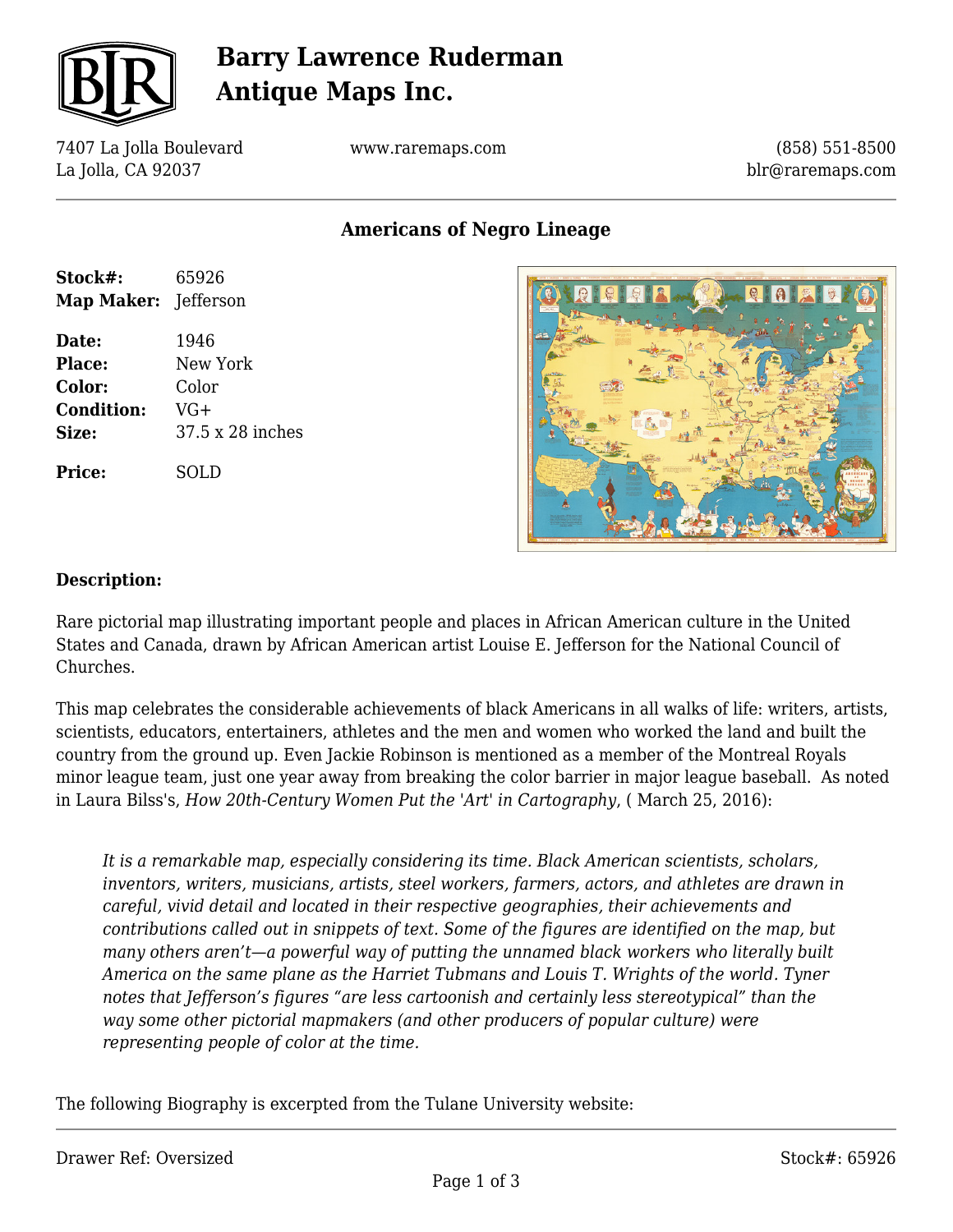# Barry Lawrence Ruderman Antique Maps Inc.

7407 La Jolla Boulevard
La Jolla, CA 92037

www.raremaps.com

(858) 551-8500
blr@raremaps.com

## Americans of Negro Lineage

| | |
|---|---|
| **Stock#:** | 65926 |
| **Map Maker:** | Jefferson |
| **Date:** | 1946 |
| **Place:** | New York |
| **Color:** | Color |
| **Condition:** | VG+ |
| **Size:** | 37.5 x 28 inches |
| **Price:** | SOLD |

### Description:

Rare pictorial map illustrating important people and places in African American culture in the United States and Canada, drawn by African American artist Louise E. Jefferson for the National Council of Churches.

This map celebrates the considerable achievements of black Americans in all walks of life: writers, artists, scientists, educators, entertainers, athletes and the men and women who worked the land and built the country from the ground up. Even Jackie Robinson is mentioned as a member of the Montreal Royals minor league team, just one year away from breaking the color barrier in major league baseball. As noted in Laura Bilss's, *How 20th-Century Women Put the 'Art' in Cartography*, ( March 25, 2016):

> *It is a remarkable map, especially considering its time. Black American scientists, scholars, inventors, writers, musicians, artists, steel workers, farmers, actors, and athletes are drawn in careful, vivid detail and located in their respective geographies, their achievements and contributions called out in snippets of text. Some of the figures are identified on the map, but many others aren't—a powerful way of putting the unnamed black workers who literally built America on the same plane as the Harriet Tubmans and Louis T. Wrights of the world. Tyner notes that Jefferson's figures "are less cartoonish and certainly less stereotypical" than the way some other pictorial mapmakers (and other producers of popular culture) were representing people of color at the time.*

The following Biography is excerpted from the Tulane University website:

Drawer Ref: Oversized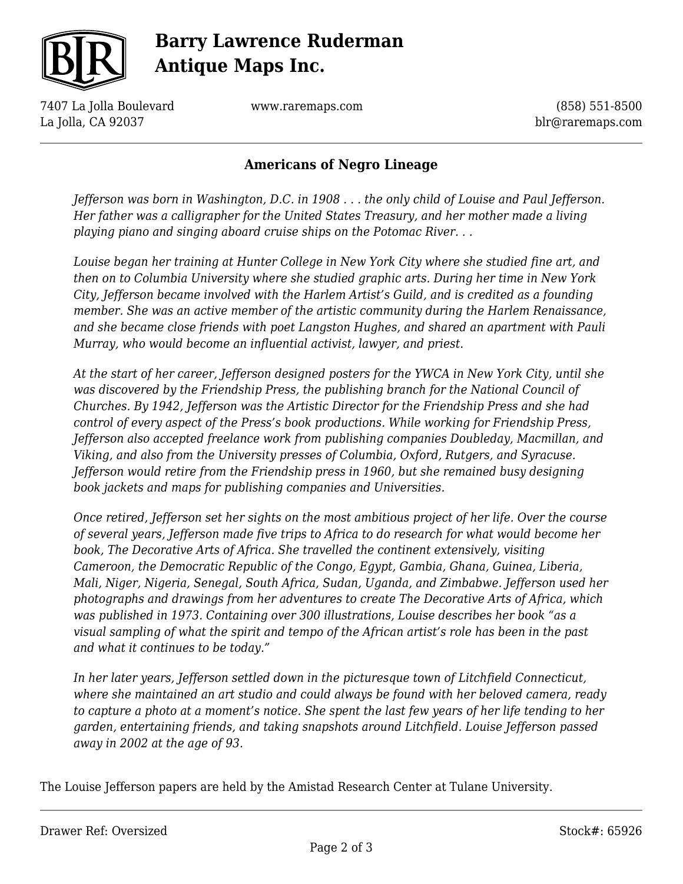## Americans of Negro Lineage

*Jefferson was born in Washington, D.C. in 1908 . . . the only child of Louise and Paul Jefferson. Her father was a calligrapher for the United States Treasury, and her mother made a living playing piano and singing aboard cruise ships on the Potomac River. . .*

*Louise began her training at Hunter College in New York City where she studied fine art, and then on to Columbia University where she studied graphic arts. During her time in New York City, Jefferson became involved with the Harlem Artist's Guild, and is credited as a founding member. She was an active member of the artistic community during the Harlem Renaissance, and she became close friends with poet Langston Hughes, and shared an apartment with Pauli Murray, who would become an influential activist, lawyer, and priest.*

*At the start of her career, Jefferson designed posters for the YWCA in New York City, until she was discovered by the Friendship Press, the publishing branch for the National Council of Churches. By 1942, Jefferson was the Artistic Director for the Friendship Press and she had control of every aspect of the Press's book productions. While working for Friendship Press, Jefferson also accepted freelance work from publishing companies Doubleday, Macmillan, and Viking, and also from the University presses of Columbia, Oxford, Rutgers, and Syracuse. Jefferson would retire from the Friendship press in 1960, but she remained busy designing book jackets and maps for publishing companies and Universities.*

*Once retired, Jefferson set her sights on the most ambitious project of her life. Over the course of several years, Jefferson made five trips to Africa to do research for what would become her book, The Decorative Arts of Africa. She travelled the continent extensively, visiting Cameroon, the Democratic Republic of the Congo, Egypt, Gambia, Ghana, Guinea, Liberia, Mali, Niger, Nigeria, Senegal, South Africa, Sudan, Uganda, and Zimbabwe. Jefferson used her photographs and drawings from her adventures to create The Decorative Arts of Africa, which was published in 1973. Containing over 300 illustrations, Louise describes her book "as a visual sampling of what the spirit and tempo of the African artist's role has been in the past and what it continues to be today."*

*In her later years, Jefferson settled down in the picturesque town of Litchfield Connecticut, where she maintained an art studio and could always be found with her beloved camera, ready to capture a photo at a moment's notice. She spent the last few years of her life tending to her garden, entertaining friends, and taking snapshots around Litchfield. Louise Jefferson passed away in 2002 at the age of 93.*

The Louise Jefferson papers are held by the Amistad Research Center at Tulane University.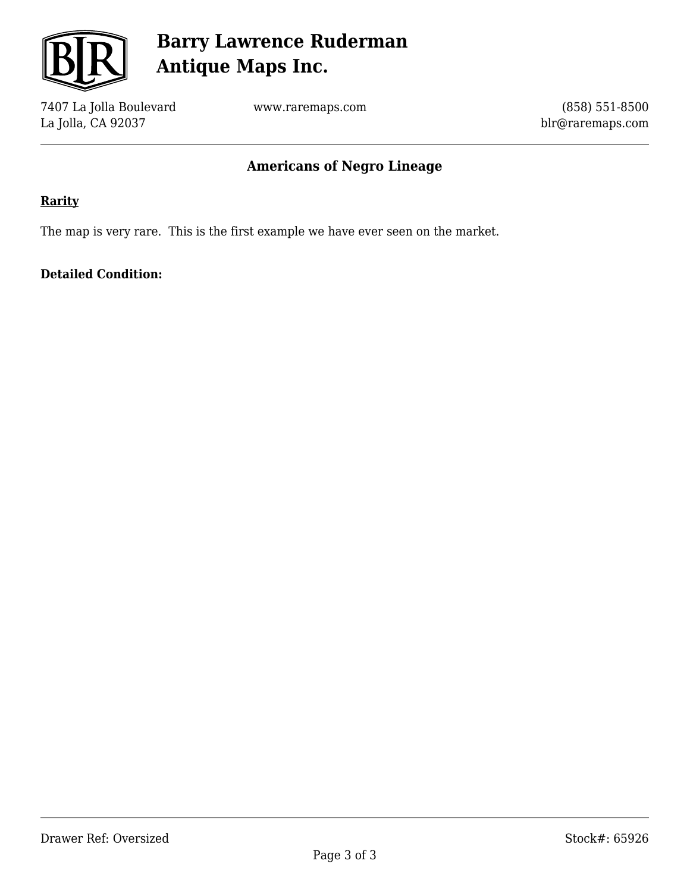## Americans of Negro Lineage

**Rarity**

The map is very rare. This is the first example we have ever seen on the market.

**Detailed Condition:**